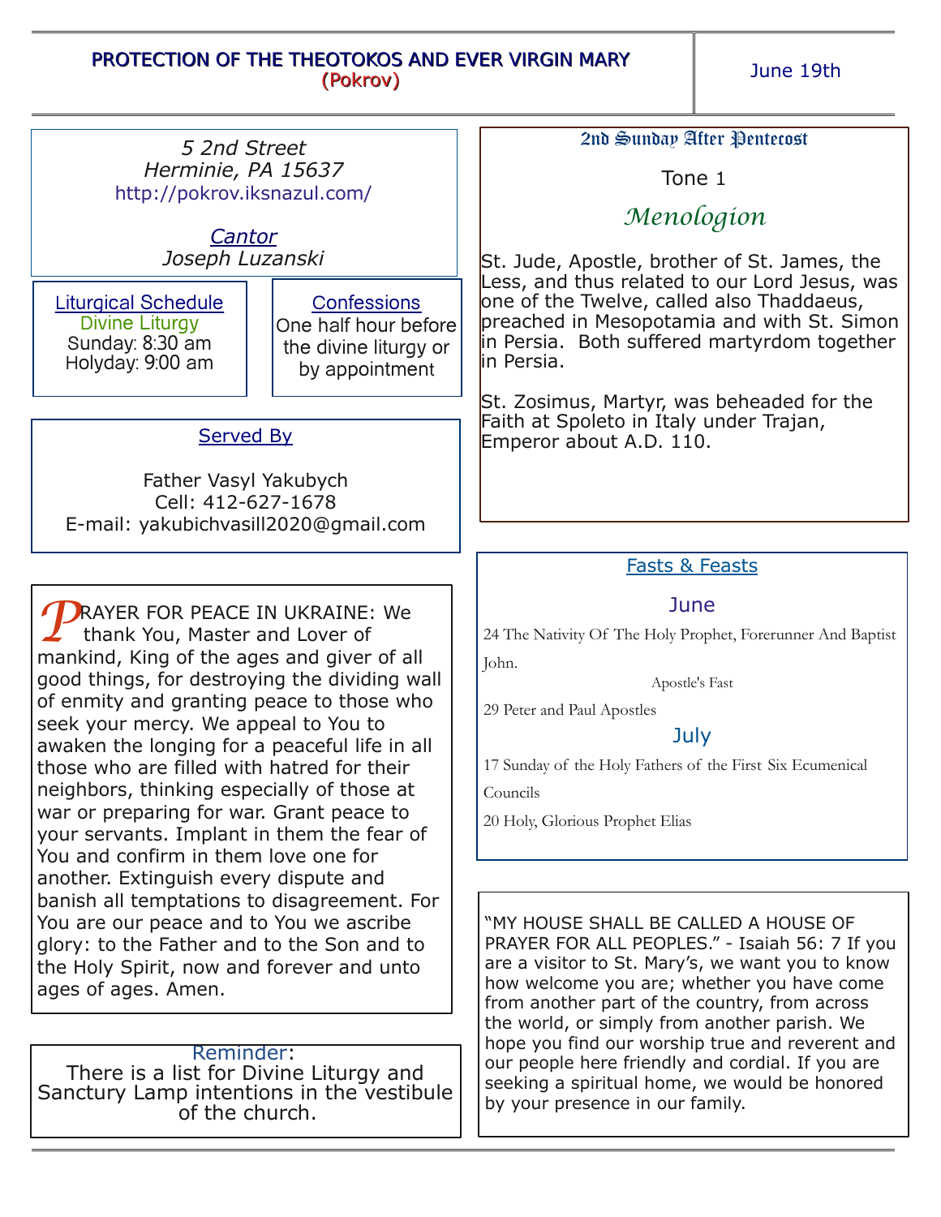# PROTECTION OF THE THEOTOKOS AND EVER VIRGIN MARY
## (Pokrov)

June 19th

*5 2nd Street*
*Herminie, PA 15637*
http://pokrov.iksnazul.com/

*Cantor*
*Joseph Luzanski*

### Liturgical Schedule

Divine Liturgy
Sunday: 8:30 am
Holyday: 9:00 am

### Confessions

One half hour before the divine liturgy or by appointment

### Served By

Father Vasyl Yakubych
Cell: 412-627-1678
E-mail: yakubichvasill2020@gmail.com

PRAYER FOR PEACE IN UKRAINE: We thank You, Master and Lover of mankind, King of the ages and giver of all good things, for destroying the dividing wall of enmity and granting peace to those who seek your mercy. We appeal to You to awaken the longing for a peaceful life in all those who are filled with hatred for their neighbors, thinking especially of those at war or preparing for war. Grant peace to your servants. Implant in them the fear of You and confirm in them love one for another. Extinguish every dispute and banish all temptations to disagreement. For You are our peace and to You we ascribe glory: to the Father and to the Son and to the Holy Spirit, now and forever and unto ages of ages. Amen.

Reminder:
There is a list for Divine Liturgy and Sanctury Lamp intentions in the vestibule of the church.

## 2nd Sunday After Pentecost

Tone 1

### Menologion

St. Jude, Apostle, brother of St. James, the Less, and thus related to our Lord Jesus, was one of the Twelve, called also Thaddaeus, preached in Mesopotamia and with St. Simon in Persia. Both suffered martyrdom together in Persia.

St. Zosimus, Martyr, was beheaded for the Faith at Spoleto in Italy under Trajan, Emperor about A.D. 110.

### Fasts & Feasts

**June**

24 The Nativity Of The Holy Prophet, Forerunner And Baptist John.

Apostle's Fast

29 Peter and Paul Apostles

**July**

17 Sunday of the Holy Fathers of the First Six Ecumenical Councils

20 Holy, Glorious Prophet Elias

"MY HOUSE SHALL BE CALLED A HOUSE OF PRAYER FOR ALL PEOPLES." - Isaiah 56: 7 If you are a visitor to St. Mary's, we want you to know how welcome you are; whether you have come from another part of the country, from across the world, or simply from another parish. We hope you find our worship true and reverent and our people here friendly and cordial. If you are seeking a spiritual home, we would be honored by your presence in our family.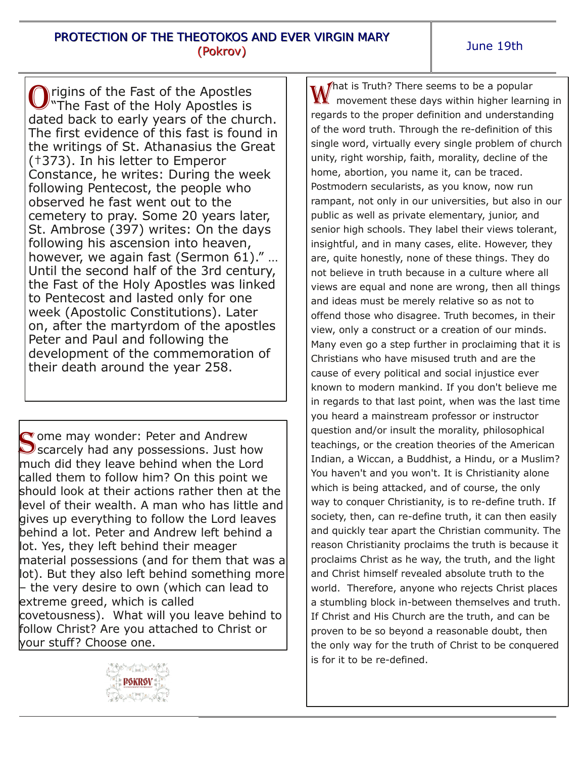## PROTECTION OF THE THEOTOKOS AND EVER VIRGIN MARY (Pokrov)

June 19th

Origins of the Fast of the Apostles "The Fast of the Holy Apostles is dated back to early years of the church. The first evidence of this fast is found in the writings of St. Athanasius the Great (†373). In his letter to Emperor Constance, he writes: During the week following Pentecost, the people who observed he fast went out to the cemetery to pray. Some 20 years later, St. Ambrose (397) writes: On the days following his ascension into heaven, however, we again fast (Sermon 61)." … Until the second half of the 3rd century, the Fast of the Holy Apostles was linked to Pentecost and lasted only for one week (Apostolic Constitutions). Later on, after the martyrdom of the apostles Peter and Paul and following the development of the commemoration of their death around the year 258.

Some may wonder: Peter and Andrew scarcely had any possessions. Just how much did they leave behind when the Lord called them to follow him? On this point we should look at their actions rather then at the level of their wealth. A man who has little and gives up everything to follow the Lord leaves behind a lot. Peter and Andrew left behind a lot. Yes, they left behind their meager material possessions (and for them that was a lot). But they also left behind something more – the very desire to own (which can lead to extreme greed, which is called covetousness). What will you leave behind to follow Christ? Are you attached to Christ or your stuff? Choose one.

What is Truth? There seems to be a popular movement these days within higher learning in regards to the proper definition and understanding of the word truth. Through the re-definition of this single word, virtually every single problem of church unity, right worship, faith, morality, decline of the home, abortion, you name it, can be traced. Postmodern secularists, as you know, now run rampant, not only in our universities, but also in our public as well as private elementary, junior, and senior high schools. They label their views tolerant, insightful, and in many cases, elite. However, they are, quite honestly, none of these things. They do not believe in truth because in a culture where all views are equal and none are wrong, then all things and ideas must be merely relative so as not to offend those who disagree. Truth becomes, in their view, only a construct or a creation of our minds. Many even go a step further in proclaiming that it is Christians who have misused truth and are the cause of every political and social injustice ever known to modern mankind. If you don't believe me in regards to that last point, when was the last time you heard a mainstream professor or instructor question and/or insult the morality, philosophical teachings, or the creation theories of the American Indian, a Wiccan, a Buddhist, a Hindu, or a Muslim? You haven't and you won't. It is Christianity alone which is being attacked, and of course, the only way to conquer Christianity, is to re-define truth. If society, then, can re-define truth, it can then easily and quickly tear apart the Christian community. The reason Christianity proclaims the truth is because it proclaims Christ as he way, the truth, and the light and Christ himself revealed absolute truth to the world. Therefore, anyone who rejects Christ places a stumbling block in-between themselves and truth. If Christ and His Church are the truth, and can be proven to be so beyond a reasonable doubt, then the only way for the truth of Christ to be conquered is for it to be re-defined.